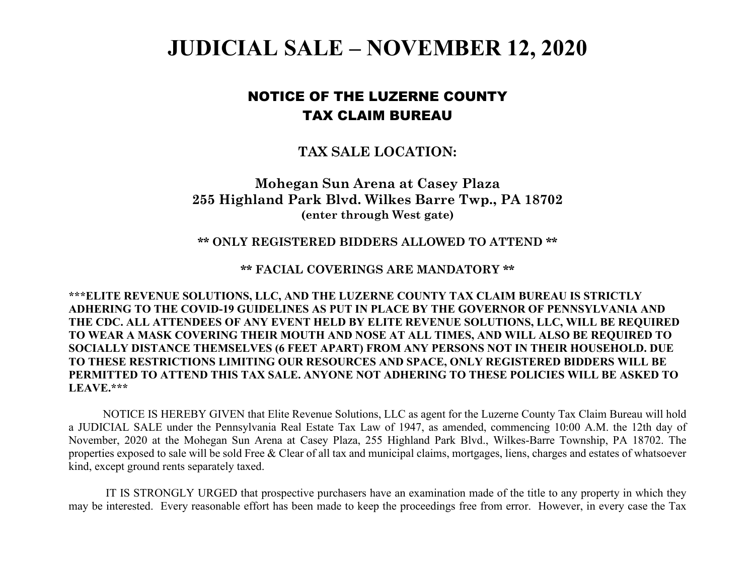# JUDICIAL SALE – NOVEMBER 12, 2020

## NOTICE OF THE LUZERNE COUNTY TAX CLAIM BUREAU

### TAX SALE LOCATION:

**Mohegan Sun Arena at Casey Plaza**
**255 Highland Park Blvd. Wilkes Barre Twp., PA 18702**
**(enter through West gate)**

**\*\* ONLY REGISTERED BIDDERS ALLOWED TO ATTEND \*\***

**\*\* FACIAL COVERINGS ARE MANDATORY \*\***

**\*\*\*ELITE REVENUE SOLUTIONS, LLC, AND THE LUZERNE COUNTY TAX CLAIM BUREAU IS STRICTLY ADHERING TO THE COVID-19 GUIDELINES AS PUT IN PLACE BY THE GOVERNOR OF PENNSYLVANIA AND THE CDC. ALL ATTENDEES OF ANY EVENT HELD BY ELITE REVENUE SOLUTIONS, LLC, WILL BE REQUIRED TO WEAR A MASK COVERING THEIR MOUTH AND NOSE AT ALL TIMES, AND WILL ALSO BE REQUIRED TO SOCIALLY DISTANCE THEMSELVES (6 FEET APART) FROM ANY PERSONS NOT IN THEIR HOUSEHOLD. DUE TO THESE RESTRICTIONS LIMITING OUR RESOURCES AND SPACE, ONLY REGISTERED BIDDERS WILL BE PERMITTED TO ATTEND THIS TAX SALE. ANYONE NOT ADHERING TO THESE POLICIES WILL BE ASKED TO LEAVE.\*\*\***

NOTICE IS HEREBY GIVEN that Elite Revenue Solutions, LLC as agent for the Luzerne County Tax Claim Bureau will hold a JUDICIAL SALE under the Pennsylvania Real Estate Tax Law of 1947, as amended, commencing 10:00 A.M. the 12th day of November, 2020 at the Mohegan Sun Arena at Casey Plaza, 255 Highland Park Blvd., Wilkes-Barre Township, PA 18702. The properties exposed to sale will be sold Free & Clear of all tax and municipal claims, mortgages, liens, charges and estates of whatsoever kind, except ground rents separately taxed.

IT IS STRONGLY URGED that prospective purchasers have an examination made of the title to any property in which they may be interested. Every reasonable effort has been made to keep the proceedings free from error. However, in every case the Tax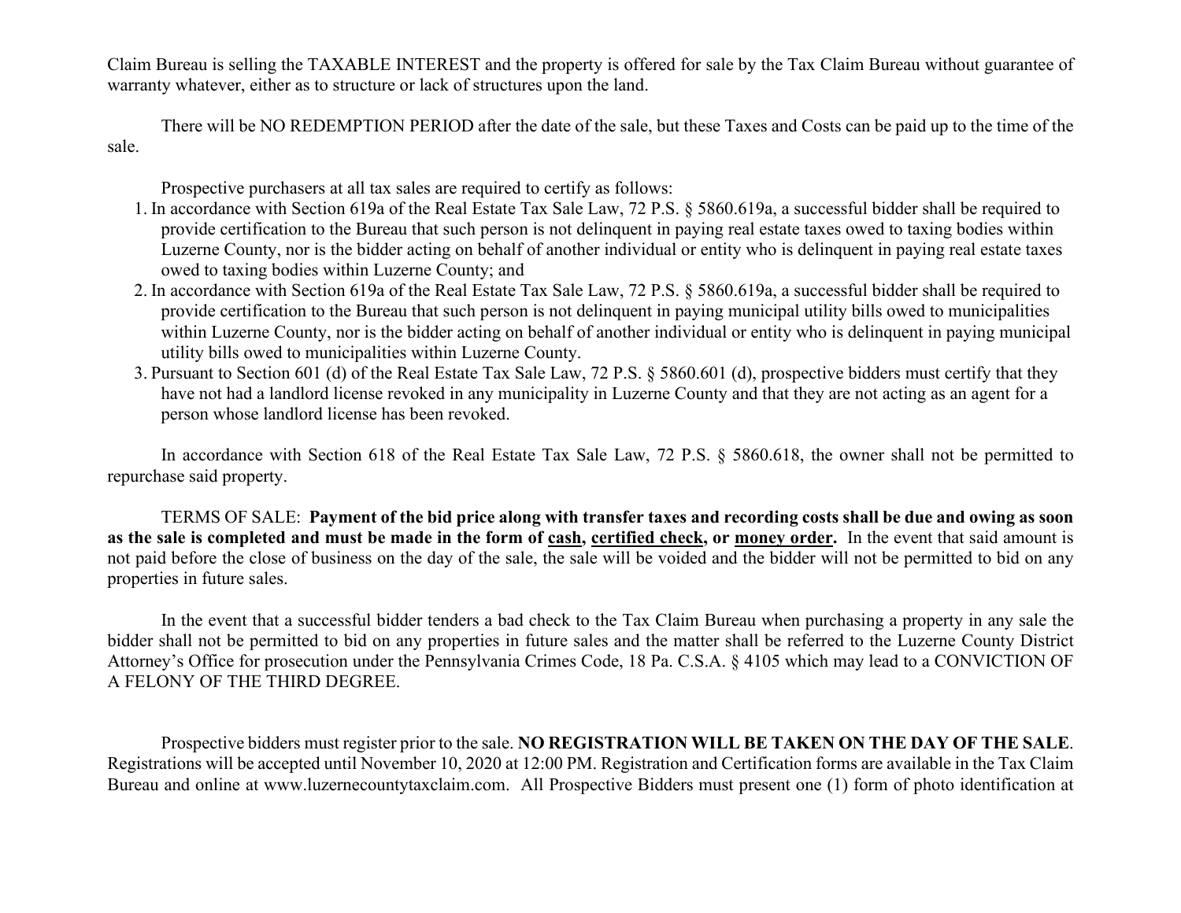Claim Bureau is selling the TAXABLE INTEREST and the property is offered for sale by the Tax Claim Bureau without guarantee of warranty whatever, either as to structure or lack of structures upon the land.

There will be NO REDEMPTION PERIOD after the date of the sale, but these Taxes and Costs can be paid up to the time of the sale.

Prospective purchasers at all tax sales are required to certify as follows:

1. In accordance with Section 619a of the Real Estate Tax Sale Law, 72 P.S. § 5860.619a, a successful bidder shall be required to provide certification to the Bureau that such person is not delinquent in paying real estate taxes owed to taxing bodies within Luzerne County, nor is the bidder acting on behalf of another individual or entity who is delinquent in paying real estate taxes owed to taxing bodies within Luzerne County; and
2. In accordance with Section 619a of the Real Estate Tax Sale Law, 72 P.S. § 5860.619a, a successful bidder shall be required to provide certification to the Bureau that such person is not delinquent in paying municipal utility bills owed to municipalities within Luzerne County, nor is the bidder acting on behalf of another individual or entity who is delinquent in paying municipal utility bills owed to municipalities within Luzerne County.
3. Pursuant to Section 601 (d) of the Real Estate Tax Sale Law, 72 P.S. § 5860.601 (d), prospective bidders must certify that they have not had a landlord license revoked in any municipality in Luzerne County and that they are not acting as an agent for a person whose landlord license has been revoked.

In accordance with Section 618 of the Real Estate Tax Sale Law, 72 P.S. § 5860.618, the owner shall not be permitted to repurchase said property.

TERMS OF SALE: **Payment of the bid price along with transfer taxes and recording costs shall be due and owing as soon as the sale is completed and must be made in the form of <u>cash</u>, <u>certified check</u>, or <u>money order</u>.** In the event that said amount is not paid before the close of business on the day of the sale, the sale will be voided and the bidder will not be permitted to bid on any properties in future sales.

In the event that a successful bidder tenders a bad check to the Tax Claim Bureau when purchasing a property in any sale the bidder shall not be permitted to bid on any properties in future sales and the matter shall be referred to the Luzerne County District Attorney's Office for prosecution under the Pennsylvania Crimes Code, 18 Pa. C.S.A. § 4105 which may lead to a CONVICTION OF A FELONY OF THE THIRD DEGREE.

Prospective bidders must register prior to the sale. **NO REGISTRATION WILL BE TAKEN ON THE DAY OF THE SALE**. Registrations will be accepted until November 10, 2020 at 12:00 PM. Registration and Certification forms are available in the Tax Claim Bureau and online at www.luzernecountytaxclaim.com. All Prospective Bidders must present one (1) form of photo identification at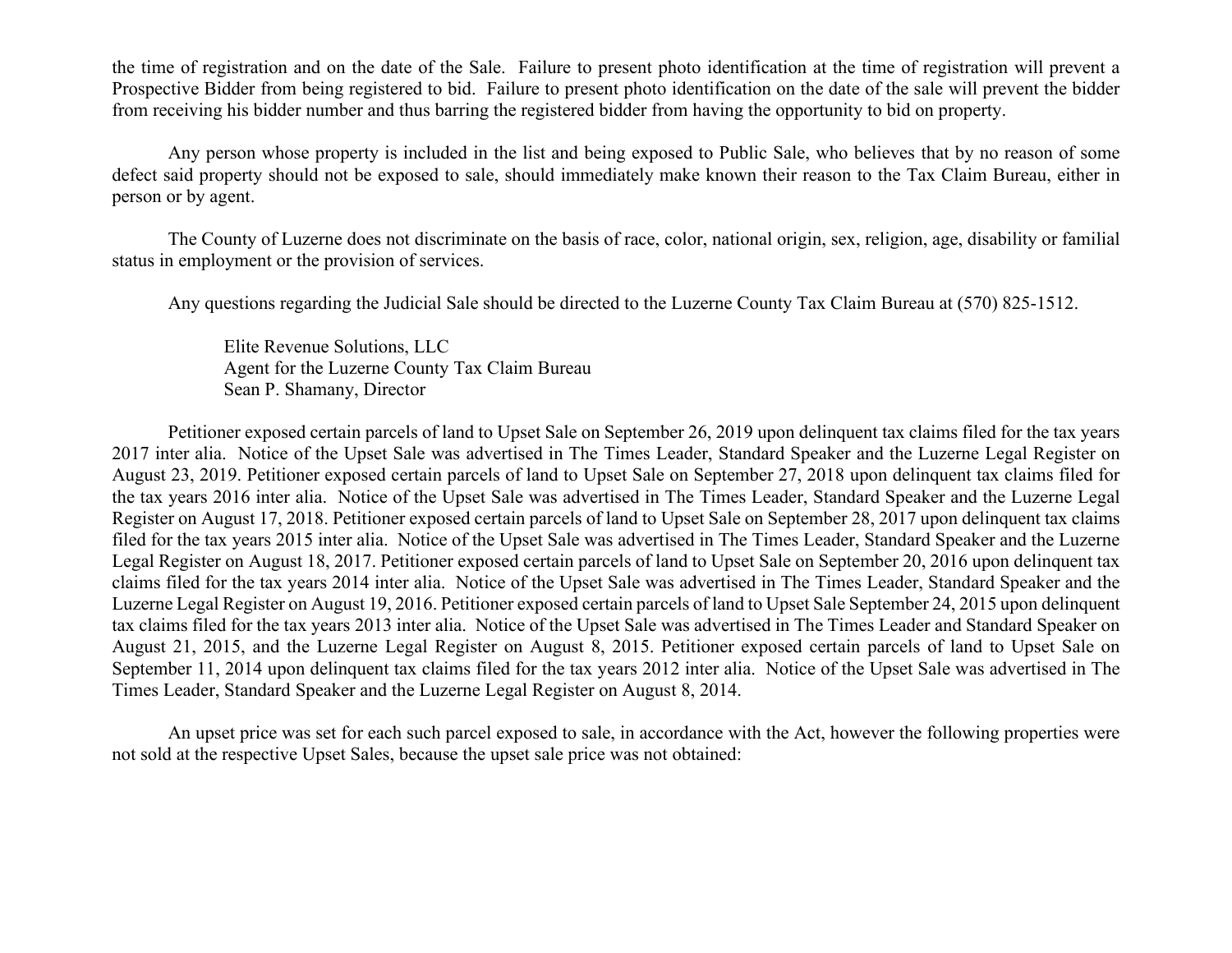the time of registration and on the date of the Sale. Failure to present photo identification at the time of registration will prevent a Prospective Bidder from being registered to bid. Failure to present photo identification on the date of the sale will prevent the bidder from receiving his bidder number and thus barring the registered bidder from having the opportunity to bid on property.

Any person whose property is included in the list and being exposed to Public Sale, who believes that by no reason of some defect said property should not be exposed to sale, should immediately make known their reason to the Tax Claim Bureau, either in person or by agent.

The County of Luzerne does not discriminate on the basis of race, color, national origin, sex, religion, age, disability or familial status in employment or the provision of services.

Any questions regarding the Judicial Sale should be directed to the Luzerne County Tax Claim Bureau at (570) 825-1512.

Elite Revenue Solutions, LLC
Agent for the Luzerne County Tax Claim Bureau
Sean P. Shamany, Director

Petitioner exposed certain parcels of land to Upset Sale on September 26, 2019 upon delinquent tax claims filed for the tax years 2017 inter alia. Notice of the Upset Sale was advertised in The Times Leader, Standard Speaker and the Luzerne Legal Register on August 23, 2019. Petitioner exposed certain parcels of land to Upset Sale on September 27, 2018 upon delinquent tax claims filed for the tax years 2016 inter alia. Notice of the Upset Sale was advertised in The Times Leader, Standard Speaker and the Luzerne Legal Register on August 17, 2018. Petitioner exposed certain parcels of land to Upset Sale on September 28, 2017 upon delinquent tax claims filed for the tax years 2015 inter alia. Notice of the Upset Sale was advertised in The Times Leader, Standard Speaker and the Luzerne Legal Register on August 18, 2017. Petitioner exposed certain parcels of land to Upset Sale on September 20, 2016 upon delinquent tax claims filed for the tax years 2014 inter alia. Notice of the Upset Sale was advertised in The Times Leader, Standard Speaker and the Luzerne Legal Register on August 19, 2016. Petitioner exposed certain parcels of land to Upset Sale September 24, 2015 upon delinquent tax claims filed for the tax years 2013 inter alia. Notice of the Upset Sale was advertised in The Times Leader and Standard Speaker on August 21, 2015, and the Luzerne Legal Register on August 8, 2015. Petitioner exposed certain parcels of land to Upset Sale on September 11, 2014 upon delinquent tax claims filed for the tax years 2012 inter alia. Notice of the Upset Sale was advertised in The Times Leader, Standard Speaker and the Luzerne Legal Register on August 8, 2014.

An upset price was set for each such parcel exposed to sale, in accordance with the Act, however the following properties were not sold at the respective Upset Sales, because the upset sale price was not obtained: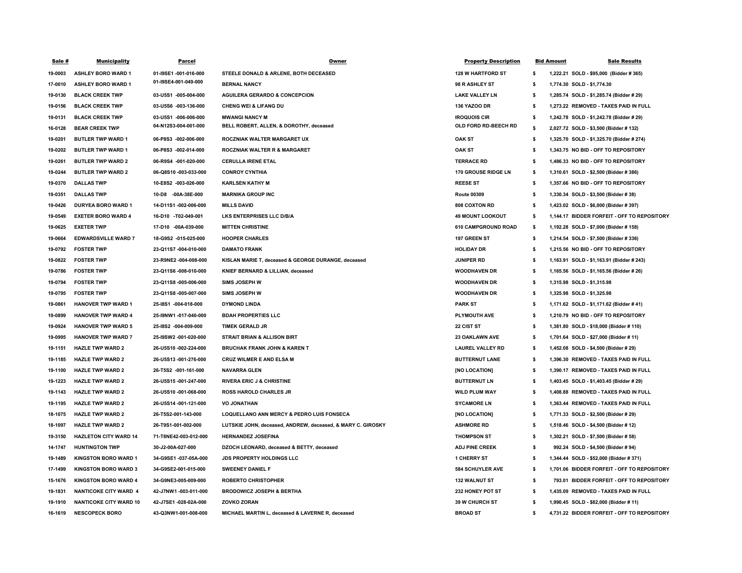| Sale # | Municipality | Parcel | Owner | Property Description | Bid Amount | Sale Results |
|---|---|---|---|---|---|---|
| 19-0003 | ASHLEY BORO WARD 1 | 01-I9SE1 -001-016-000 | STEELE DONALD & ARLENE, BOTH DECEASED | 128 W HARTFORD ST | $ 1,222.21 | SOLD - $95,000 (Bidder # 365) |
| 17-0010 | ASHLEY BORO WARD 1 | 01-I9SE4-001-049-000 | BERNAL NANCY | 98 R ASHLEY ST | $ 1,774.30 | SOLD - $1,774.30 |
| 19-0130 | BLACK CREEK TWP | 03-U5S1 -005-004-000 | AGUILERA GERARDO & CONCEPCION | LAKE VALLEY LN | $ 1,285.74 | SOLD - $1,285.74 (Bidder # 29) |
| 19-0156 | BLACK CREEK TWP | 03-U5S6 -003-136-000 | CHENG WEI & LIFANG DU | 136 YAZOO DR | $ 1,273.22 | REMOVED - TAXES PAID IN FULL |
| 19-0131 | BLACK CREEK TWP | 03-U5S1 -006-006-000 | MWANGI NANCY M | IROQUOIS CIR | $ 1,242.78 | SOLD - $1,242.78 (Bidder # 29) |
| 16-0128 | BEAR CREEK TWP | 04-N12S3-004-001-000 | BELL ROBERT, ALLEN, & DOROTHY, deceased | OLD FORD RD-BEECH RD | $ 2,027.72 | SOLD - $3,500 (Bidder # 132) |
| 19-0201 | BUTLER TWP WARD 1 | 06-P8S3 -002-006-000 | ROCZNIAK WALTER MARGARET UX | OAK ST | $ 1,325.70 | SOLD - $1,325.70 (Bidder # 274) |
| 19-0202 | BUTLER TWP WARD 1 | 06-P8S3 -002-014-000 | ROCZNIAK WALTER R & MARGARET | OAK ST | $ 1,343.75 | NO BID - OFF TO REPOSITORY |
| 19-0261 | BUTLER TWP WARD 2 | 06-R9S4 -001-020-000 | CERULLA IRENE ETAL | TERRACE RD | $ 1,486.33 | NO BID - OFF TO REPOSITORY |
| 19-0244 | BUTLER TWP WARD 2 | 06-Q8S10 -003-033-000 | CONROY CYNTHIA | 170 GROUSE RIDGE LN | $ 1,310.61 | SOLD - $2,500 (Bidder # 386) |
| 19-0370 | DALLAS TWP | 10-E8S2 -003-026-000 | KARLSEN KATHY M | REESE ST | $ 1,357.66 | NO BID - OFF TO REPOSITORY |
| 19-0351 | DALLAS TWP | 10-D8 -00A-38E-000 | MARNIKA GROUP INC | Route 00309 | $ 1,330.34 | SOLD - $3,500 (Bidder # 38) |
| 19-0426 | DURYEA BORO WARD 1 | 14-D11S1 -002-006-000 | MILLS DAVID | 808 COXTON RD | $ 1,423.02 | SOLD - $6,000 (Bidder # 397) |
| 19-0549 | EXETER BORO WARD 4 | 16-D10 -T02-049-001 | LKS ENTERPRISES LLC D/B/A | 49 MOUNT LOOKOUT | $ 1,144.17 | BIDDER FORFEIT - OFF TO REPOSITORY |
| 19-0625 | EXETER TWP | 17-D10 -00A-039-000 | MITTEN CHRISTINE | 610 CAMPGROUND ROAD | $ 1,192.28 | SOLD - $7,000 (Bidder # 158) |
| 19-0664 | EDWARDSVILLE WARD 7 | 18-G9S2 -015-025-000 | HOOPER CHARLES | 197 GREEN ST | $ 1,214.54 | SOLD - $7,500 (Bidder # 336) |
| 19-0792 | FOSTER TWP | 23-Q11S7 -004-010-000 | DAMATO FRANK | HOLIDAY DR | $ 1,215.56 | NO BID - OFF TO REPOSITORY |
| 19-0822 | FOSTER TWP | 23-R9NE2 -004-008-000 | KISLAN MARIE T, deceased & GEORGE DURANGE, deceased | JUNIPER RD | $ 1,163.91 | SOLD - $1,163.91 (Bidder # 243) |
| 19-0786 | FOSTER TWP | 23-Q11S6 -008-010-000 | KNIEF BERNARD & LILLIAN, deceased | WOODHAVEN DR | $ 1,165.56 | SOLD - $1,165.56 (Bidder # 26) |
| 19-0794 | FOSTER TWP | 23-Q11S8 -005-006-000 | SIMS JOSEPH W | WOODHAVEN DR | $ 1,315.98 | SOLD - $1,315.98 |
| 19-0795 | FOSTER TWP | 23-Q11S8 -005-007-000 | SIMS JOSEPH W | WOODHAVEN DR | $ 1,325.98 | SOLD - $1,325.98 |
| 19-0861 | HANOVER TWP WARD 1 | 25-I8S1 -004-018-000 | DYMOND LINDA | PARK ST | $ 1,171.62 | SOLD - $1,171.62 (Bidder # 41) |
| 19-0899 | HANOVER TWP WARD 4 | 25-I9NW1 -017-040-000 | BDAH PROPERTIES LLC | PLYMOUTH AVE | $ 1,210.79 | NO BID - OFF TO REPOSITORY |
| 19-0924 | HANOVER TWP WARD 5 | 25-I8S2 -004-009-000 | TIMEK GERALD JR | 22 CIST ST | $ 1,381.80 | SOLD - $18,000 (Bidder # 110) |
| 19-0995 | HANOVER TWP WARD 7 | 25-I9SW2 -001-020-000 | STRAIT BRIAN & ALLISON BIRT | 23 OAKLAWN AVE | $ 1,701.64 | SOLD - $27,000 (Bidder # 11) |
| 19-1151 | HAZLE TWP WARD 2 | 26-U5S10 -002-224-000 | BRUCHAK FRANK JOHN & KAREN T | LAUREL VALLEY RD | $ 1,452.08 | SOLD - $4,500 (Bidder # 29) |
| 19-1185 | HAZLE TWP WARD 2 | 26-U5S13 -001-276-000 | CRUZ WILMER E AND ELSA M | BUTTERNUT LANE | $ 1,396.30 | REMOVED - TAXES PAID IN FULL |
| 19-1100 | HAZLE TWP WARD 2 | 26-T5S2 -001-161-000 | NAVARRA GLEN | [NO LOCATION] | $ 1,390.17 | REMOVED - TAXES PAID IN FULL |
| 19-1223 | HAZLE TWP WARD 2 | 26-U5S15 -001-247-000 | RIVERA ERIC J & CHRISTINE | BUTTERNUT LN | $ 1,403.45 | SOLD - $1,403.45 (Bidder # 29) |
| 19-1143 | HAZLE TWP WARD 2 | 26-U5S10 -001-068-000 | ROSS HAROLD CHARLES JR | WILD PLUM WAY | $ 1,408.88 | REMOVED - TAXES PAID IN FULL |
| 19-1195 | HAZLE TWP WARD 2 | 26-U5S14 -001-121-000 | VO JONATHAN | SYCAMORE LN | $ 1,363.44 | REMOVED - TAXES PAID IN FULL |
| 18-1075 | HAZLE TWP WARD 2 | 26-T5S2-001-143-000 | LOQUELLANO ANN MERCY & PEDRO LUIS FONSECA | [NO LOCATION] | $ 1,771.33 | SOLD - $2,500 (Bidder # 29) |
| 18-1097 | HAZLE TWP WARD 2 | 26-T9S1-001-002-000 | LUTSKIE JOHN, deceased, ANDREW, deceased, & MARY C. GIROSKY | ASHMORE RD | $ 1,518.46 | SOLD - $4,500 (Bidder # 12) |
| 19-3150 | HAZLETON CITY WARD 14 | 71-T8NE42-003-012-000 | HERNANDEZ JOSEFINA | THOMPSON ST | $ 1,302.21 | SOLD - $7,500 (Bidder # 58) |
| 14-1747 | HUNTINGTON TWP | 30-J2-00A-027-000 | DZOCH LEONARD, deceased & BETTY, deceased | ADJ PINE CREEK | $ 992.24 | SOLD - $4,500 (Bidder # 94) |
| 19-1489 | KINGSTON BORO WARD 1 | 34-G9SE1 -037-05A-000 | JDS PROPERTY HOLDINGS LLC | 1 CHERRY ST | $ 1,344.44 | SOLD - $52,000 (Bidder # 371) |
| 17-1499 | KINGSTON BORO WARD 3 | 34-G9SE2-001-015-000 | SWEENEY DANIEL F | 584 SCHUYLER AVE | $ 1,701.06 | BIDDER FORFEIT - OFF TO REPOSITORY |
| 15-1676 | KINGSTON BORO WARD 4 | 34-G9NE3-005-009-000 | ROBERTO CHRISTOPHER | 132 WALNUT ST | $ 793.01 | BIDDER FORFEIT - OFF TO REPOSITORY |
| 19-1831 | NANTICOKE CITY WARD 4 | 42-J7NW1 -003-011-000 | BRODOWICZ JOSEPH & BERTHA | 232 HONEY POT ST | $ 1,435.09 | REMOVED - TAXES PAID IN FULL |
| 19-1910 | NANTICOKE CITY WARD 10 | 42-J7SE1 -028-02A-000 | ZOVKO ZORAN | 39 W CHURCH ST | $ 1,990.45 | SOLD - $82,000 (Bidder # 11) |
| 16-1619 | NESCOPECK BORO | 43-Q3NW1-001-008-000 | MICHAEL MARTIN L, deceased & LAVERNE R, deceased | BROAD ST | $ 4,731.22 | BIDDER FORFEIT - OFF TO REPOSITORY |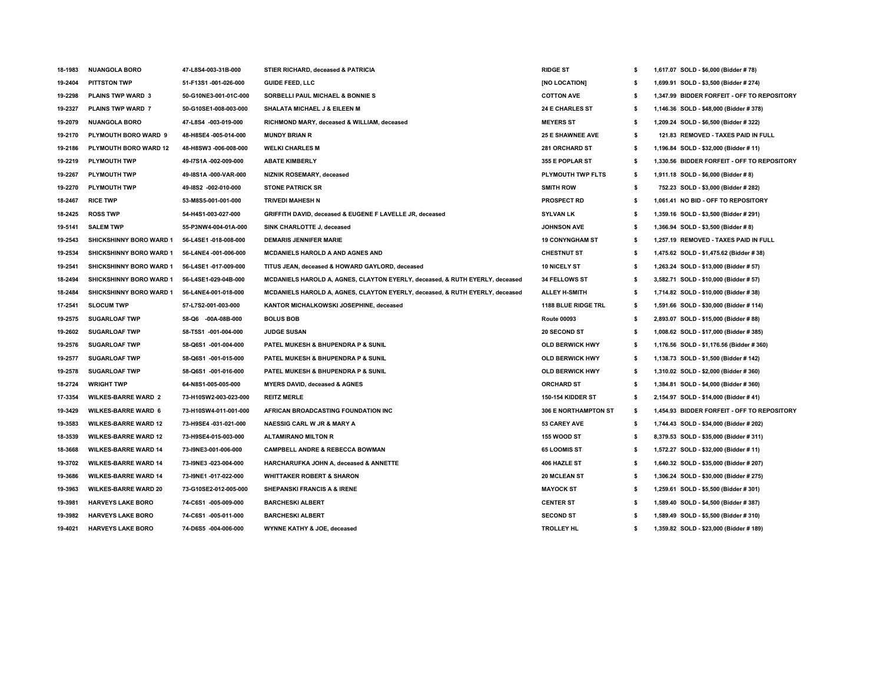| | | | | | | |
|---|---|---|---|---|---|---|
| 18-1983 | NUANGOLA BORO | 47-L8S4-003-31B-000 | STIER RICHARD, deceased & PATRICIA | RIDGE ST | $ | 1,617.07 SOLD - $6,000 (Bidder # 78) |
| 19-2404 | PITTSTON TWP | 51-F13S1 -001-026-000 | GUIDE FEED, LLC | [NO LOCATION] | $ | 1,699.91 SOLD - $3,500 (Bidder # 274) |
| 19-2298 | PLAINS TWP WARD 3 | 50-G10NE3-001-01C-000 | SORBELLI PAUL MICHAEL & BONNIE S | COTTON AVE | $ | 1,347.99 BIDDER FORFEIT - OFF TO REPOSITORY |
| 19-2327 | PLAINS TWP WARD 7 | 50-G10SE1-008-003-000 | SHALATA MICHAEL J & EILEEN M | 24 E CHARLES ST | $ | 1,146.36 SOLD - $48,000 (Bidder # 378) |
| 19-2079 | NUANGOLA BORO | 47-L8S4 -003-019-000 | RICHMOND MARY, deceased & WILLIAM, deceased | MEYERS ST | $ | 1,209.24 SOLD - $6,500 (Bidder # 322) |
| 19-2170 | PLYMOUTH BORO WARD 9 | 48-H8SE4 -005-014-000 | MUNDY BRIAN R | 25 E SHAWNEE AVE | $ | 121.83 REMOVED - TAXES PAID IN FULL |
| 19-2186 | PLYMOUTH BORO WARD 12 | 48-H8SW3 -006-008-000 | WELKI CHARLES M | 281 ORCHARD ST | $ | 1,196.84 SOLD - $32,000 (Bidder # 11) |
| 19-2219 | PLYMOUTH TWP | 49-I7S1A -002-009-000 | ABATE KIMBERLY | 355 E POPLAR ST | $ | 1,330.56 BIDDER FORFEIT - OFF TO REPOSITORY |
| 19-2267 | PLYMOUTH TWP | 49-I8S1A -000-VAR-000 | NIZNIK ROSEMARY, deceased | PLYMOUTH TWP FLTS | $ | 1,911.18 SOLD - $6,000 (Bidder # 8) |
| 19-2270 | PLYMOUTH TWP | 49-I8S2 -002-010-000 | STONE PATRICK SR | SMITH ROW | $ | 752.23 SOLD - $3,000 (Bidder # 282) |
| 18-2467 | RICE TWP | 53-M8S5-001-001-000 | TRIVEDI MAHESH N | PROSPECT RD | $ | 1,061.41 NO BID - OFF TO REPOSITORY |
| 18-2425 | ROSS TWP | 54-H4S1-003-027-000 | GRIFFITH DAVID, deceased & EUGENE F LAVELLE JR, deceased | SYLVAN LK | $ | 1,359.16 SOLD - $3,500 (Bidder # 291) |
| 19-5141 | SALEM TWP | 55-P3NW4-004-01A-000 | SINK CHARLOTTE J, deceased | JOHNSON AVE | $ | 1,366.94 SOLD - $3,500 (Bidder # 8) |
| 19-2543 | SHICKSHINNY BORO WARD 1 | 56-L4SE1 -018-008-000 | DEMARIS JENNIFER MARIE | 19 CONYNGHAM ST | $ | 1,257.19 REMOVED - TAXES PAID IN FULL |
| 19-2534 | SHICKSHINNY BORO WARD 1 | 56-L4NE4 -001-006-000 | MCDANIELS HAROLD A AND AGNES AND | CHESTNUT ST | $ | 1,475.62 SOLD - $1,475.62 (Bidder # 38) |
| 19-2541 | SHICKSHINNY BORO WARD 1 | 56-L4SE1 -017-009-000 | TITUS JEAN, deceased & HOWARD GAYLORD, deceased | 10 NICELY ST | $ | 1,263.24 SOLD - $13,000 (Bidder # 57) |
| 18-2494 | SHICKSHINNY BORO WARD 1 | 56-L4SE1-029-04B-000 | MCDANIELS HAROLD A, AGNES, CLAYTON EYERLY, deceased, & RUTH EYERLY, deceased | 34 FELLOWS ST | $ | 3,582.71 SOLD - $10,000 (Bidder # 57) |
| 18-2484 | SHICKSHINNY BORO WARD 1 | 56-L4NE4-001-018-000 | MCDANIELS HAROLD A, AGNES, CLAYTON EYERLY, deceased, & RUTH EYERLY, deceased | ALLEY H-SMITH | $ | 1,714.82 SOLD - $10,000 (Bidder # 38) |
| 17-2541 | SLOCUM TWP | 57-L7S2-001-003-000 | KANTOR MICHALKOWSKI JOSEPHINE, deceased | 1188 BLUE RIDGE TRL | $ | 1,591.66 SOLD - $30,000 (Bidder # 114) |
| 19-2575 | SUGARLOAF TWP | 58-Q6 -00A-08B-000 | BOLUS BOB | Route 00093 | $ | 2,893.07 SOLD - $15,000 (Bidder # 88) |
| 19-2602 | SUGARLOAF TWP | 58-T5S1 -001-004-000 | JUDGE SUSAN | 20 SECOND ST | $ | 1,008.62 SOLD - $17,000 (Bidder # 385) |
| 19-2576 | SUGARLOAF TWP | 58-Q6S1 -001-004-000 | PATEL MUKESH & BHUPENDRA P & SUNIL | OLD BERWICK HWY | $ | 1,176.56 SOLD - $1,176.56 (Bidder # 360) |
| 19-2577 | SUGARLOAF TWP | 58-Q6S1 -001-015-000 | PATEL MUKESH & BHUPENDRA P & SUNIL | OLD BERWICK HWY | $ | 1,138.73 SOLD - $1,500 (Bidder # 142) |
| 19-2578 | SUGARLOAF TWP | 58-Q6S1 -001-016-000 | PATEL MUKESH & BHUPENDRA P & SUNIL | OLD BERWICK HWY | $ | 1,310.02 SOLD - $2,000 (Bidder # 360) |
| 18-2724 | WRIGHT TWP | 64-N8S1-005-005-000 | MYERS DAVID, deceased & AGNES | ORCHARD ST | $ | 1,384.81 SOLD - $4,000 (Bidder # 360) |
| 17-3354 | WILKES-BARRE WARD 2 | 73-H10SW2-003-023-000 | REITZ MERLE | 150-154 KIDDER ST | $ | 2,154.97 SOLD - $14,000 (Bidder # 41) |
| 19-3429 | WILKES-BARRE WARD 6 | 73-H10SW4-011-001-000 | AFRICAN BROADCASTING FOUNDATION INC | 306 E NORTHAMPTON ST | $ | 1,454.93 BIDDER FORFEIT - OFF TO REPOSITORY |
| 19-3583 | WILKES-BARRE WARD 12 | 73-H9SE4 -031-021-000 | NAESSIG CARL W JR & MARY A | 53 CAREY AVE | $ | 1,744.43 SOLD - $34,000 (Bidder # 202) |
| 18-3539 | WILKES-BARRE WARD 12 | 73-H9SE4-015-003-000 | ALTAMIRANO MILTON R | 155 WOOD ST | $ | 8,379.53 SOLD - $35,000 (Bidder # 311) |
| 18-3668 | WILKES-BARRE WARD 14 | 73-I9NE3-001-006-000 | CAMPBELL ANDRE & REBECCA BOWMAN | 65 LOOMIS ST | $ | 1,572.27 SOLD - $32,000 (Bidder # 11) |
| 19-3702 | WILKES-BARRE WARD 14 | 73-I9NE3 -023-004-000 | HARCHARUFKA JOHN A, deceased & ANNETTE | 406 HAZLE ST | $ | 1,640.32 SOLD - $35,000 (Bidder # 207) |
| 19-3686 | WILKES-BARRE WARD 14 | 73-I9NE1 -017-022-000 | WHITTAKER ROBERT & SHARON | 20 MCLEAN ST | $ | 1,306.24 SOLD - $30,000 (Bidder # 275) |
| 19-3963 | WILKES-BARRE WARD 20 | 73-G10SE2-012-005-000 | SHEPANSKI FRANCIS A & IRENE | MAYOCK ST | $ | 1,259.61 SOLD - $5,500 (Bidder # 301) |
| 19-3981 | HARVEYS LAKE BORO | 74-C6S1 -005-009-000 | BARCHESKI ALBERT | CENTER ST | $ | 1,589.40 SOLD - $4,500 (Bidder # 387) |
| 19-3982 | HARVEYS LAKE BORO | 74-C6S1 -005-011-000 | BARCHESKI ALBERT | SECOND ST | $ | 1,589.49 SOLD - $5,500 (Bidder # 310) |
| 19-4021 | HARVEYS LAKE BORO | 74-D6S5 -004-006-000 | WYNNE KATHY & JOE, deceased | TROLLEY HL | $ | 1,359.82 SOLD - $23,000 (Bidder # 189) |